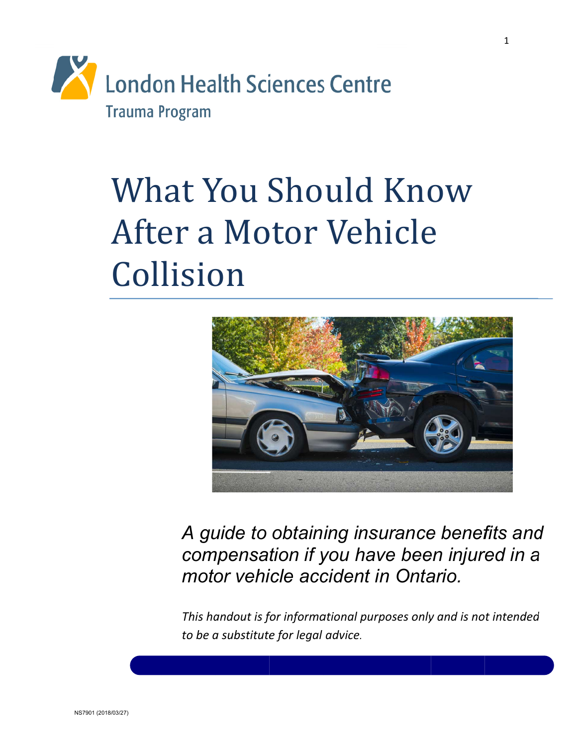London Health Sciences Centre

Trauma Program

# What You Should Know After a Motor Vehicle Collision

*A guide to obtaining insurance benefits and compensation if you have been injured in a motor vehicle accident in Ontario.*

*This handout is for informational purposes only and is not intended to be a substitute for legal advice.*

NS7901 (2018/03/27)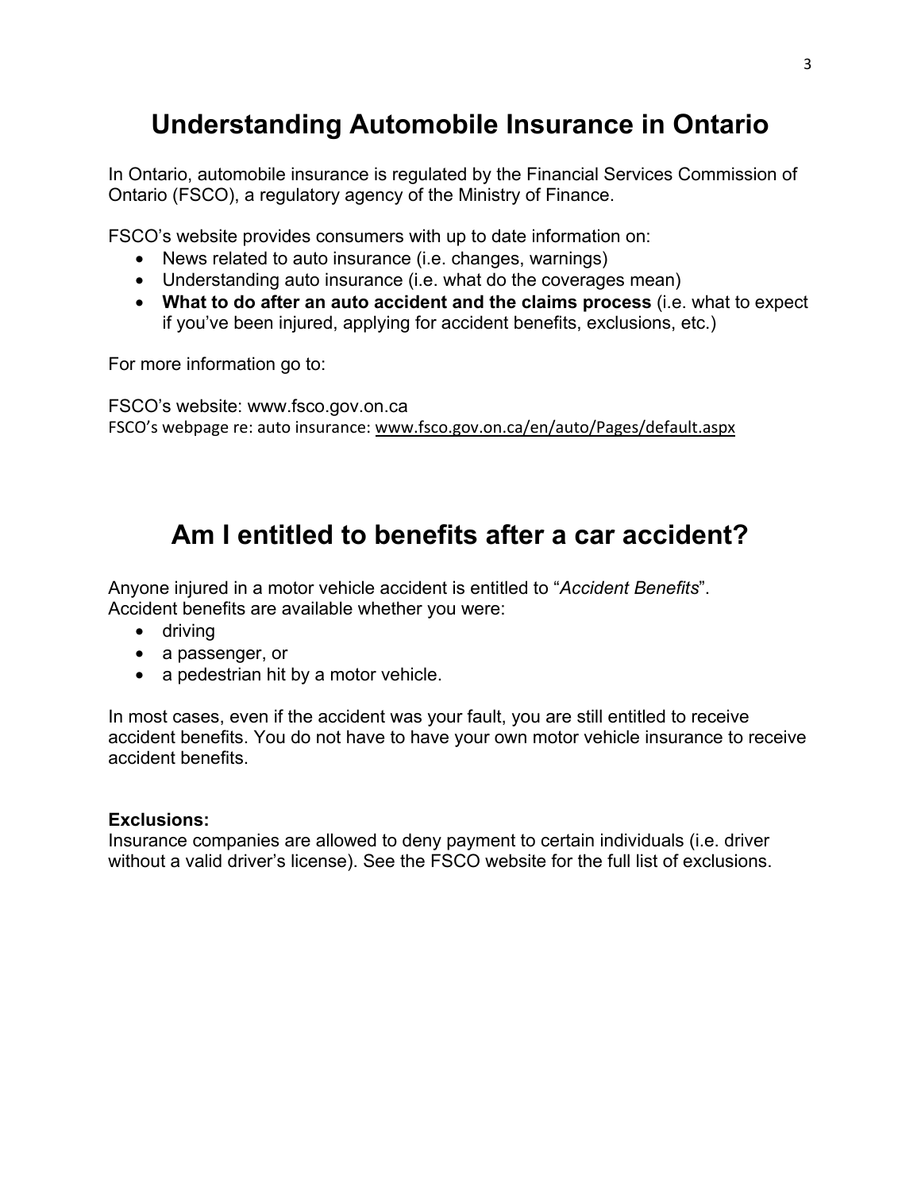# Understanding Automobile Insurance in Ontario

In Ontario, automobile insurance is regulated by the Financial Services Commission of Ontario (FSCO), a regulatory agency of the Ministry of Finance.

FSCO's website provides consumers with up to date information on:

- News related to auto insurance (i.e. changes, warnings)
- Understanding auto insurance (i.e. what do the coverages mean)
- **What to do after an auto accident and the claims process** (i.e. what to expect if you've been injured, applying for accident benefits, exclusions, etc.)

For more information go to:

FSCO's website: www.fsco.gov.on.ca
FSCO's webpage re: auto insurance: www.fsco.gov.on.ca/en/auto/Pages/default.aspx

# Am I entitled to benefits after a car accident?

Anyone injured in a motor vehicle accident is entitled to "*Accident Benefits*".
Accident benefits are available whether you were:

- driving
- a passenger, or
- a pedestrian hit by a motor vehicle.

In most cases, even if the accident was your fault, you are still entitled to receive accident benefits. You do not have to have your own motor vehicle insurance to receive accident benefits.

**Exclusions:**
Insurance companies are allowed to deny payment to certain individuals (i.e. driver without a valid driver's license). See the FSCO website for the full list of exclusions.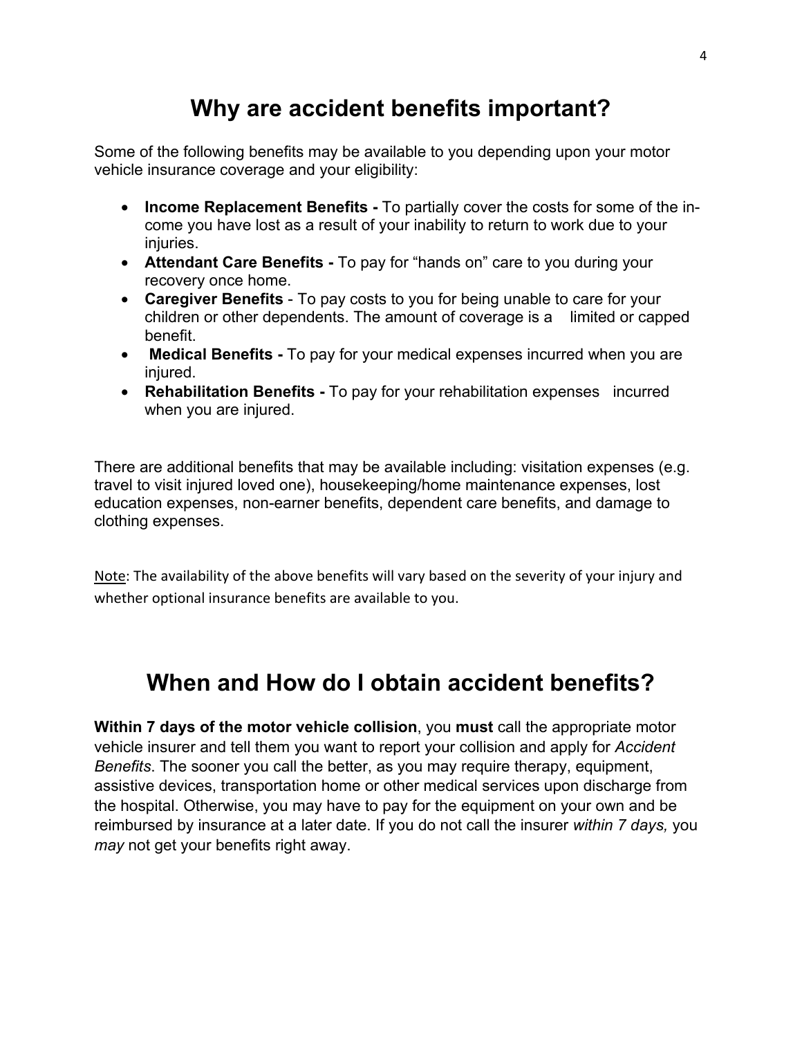# Why are accident benefits important?

Some of the following benefits may be available to you depending upon your motor vehicle insurance coverage and your eligibility:

- **Income Replacement Benefits -** To partially cover the costs for some of the income you have lost as a result of your inability to return to work due to your injuries.
- **Attendant Care Benefits -** To pay for "hands on" care to you during your recovery once home.
- **Caregiver Benefits** - To pay costs to you for being unable to care for your children or other dependents. The amount of coverage is a limited or capped benefit.
- **Medical Benefits -** To pay for your medical expenses incurred when you are injured.
- **Rehabilitation Benefits -** To pay for your rehabilitation expenses incurred when you are injured.

There are additional benefits that may be available including: visitation expenses (e.g. travel to visit injured loved one), housekeeping/home maintenance expenses, lost education expenses, non-earner benefits, dependent care benefits, and damage to clothing expenses.

Note: The availability of the above benefits will vary based on the severity of your injury and whether optional insurance benefits are available to you.

# When and How do I obtain accident benefits?

**Within 7 days of the motor vehicle collision**, you **must** call the appropriate motor vehicle insurer and tell them you want to report your collision and apply for *Accident Benefits*. The sooner you call the better, as you may require therapy, equipment, assistive devices, transportation home or other medical services upon discharge from the hospital. Otherwise, you may have to pay for the equipment on your own and be reimbursed by insurance at a later date. If you do not call the insurer *within 7 days,* you *may* not get your benefits right away.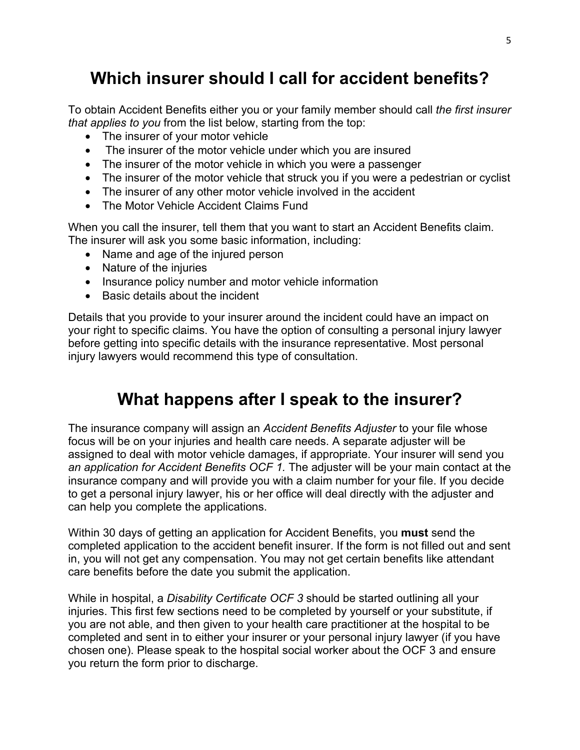## Which insurer should I call for accident benefits?

To obtain Accident Benefits either you or your family member should call *the first insurer that applies to you* from the list below, starting from the top:

- The insurer of your motor vehicle
- The insurer of the motor vehicle under which you are insured
- The insurer of the motor vehicle in which you were a passenger
- The insurer of the motor vehicle that struck you if you were a pedestrian or cyclist
- The insurer of any other motor vehicle involved in the accident
- The Motor Vehicle Accident Claims Fund

When you call the insurer, tell them that you want to start an Accident Benefits claim. The insurer will ask you some basic information, including:

- Name and age of the injured person
- Nature of the injuries
- Insurance policy number and motor vehicle information
- Basic details about the incident

Details that you provide to your insurer around the incident could have an impact on your right to specific claims. You have the option of consulting a personal injury lawyer before getting into specific details with the insurance representative. Most personal injury lawyers would recommend this type of consultation.

## What happens after I speak to the insurer?

The insurance company will assign an *Accident Benefits Adjuster* to your file whose focus will be on your injuries and health care needs. A separate adjuster will be assigned to deal with motor vehicle damages, if appropriate. Your insurer will send you *an application for Accident Benefits OCF 1.* The adjuster will be your main contact at the insurance company and will provide you with a claim number for your file. If you decide to get a personal injury lawyer, his or her office will deal directly with the adjuster and can help you complete the applications.

Within 30 days of getting an application for Accident Benefits, you **must** send the completed application to the accident benefit insurer. If the form is not filled out and sent in, you will not get any compensation. You may not get certain benefits like attendant care benefits before the date you submit the application.

While in hospital, a *Disability Certificate OCF 3* should be started outlining all your injuries. This first few sections need to be completed by yourself or your substitute, if you are not able, and then given to your health care practitioner at the hospital to be completed and sent in to either your insurer or your personal injury lawyer (if you have chosen one). Please speak to the hospital social worker about the OCF 3 and ensure you return the form prior to discharge.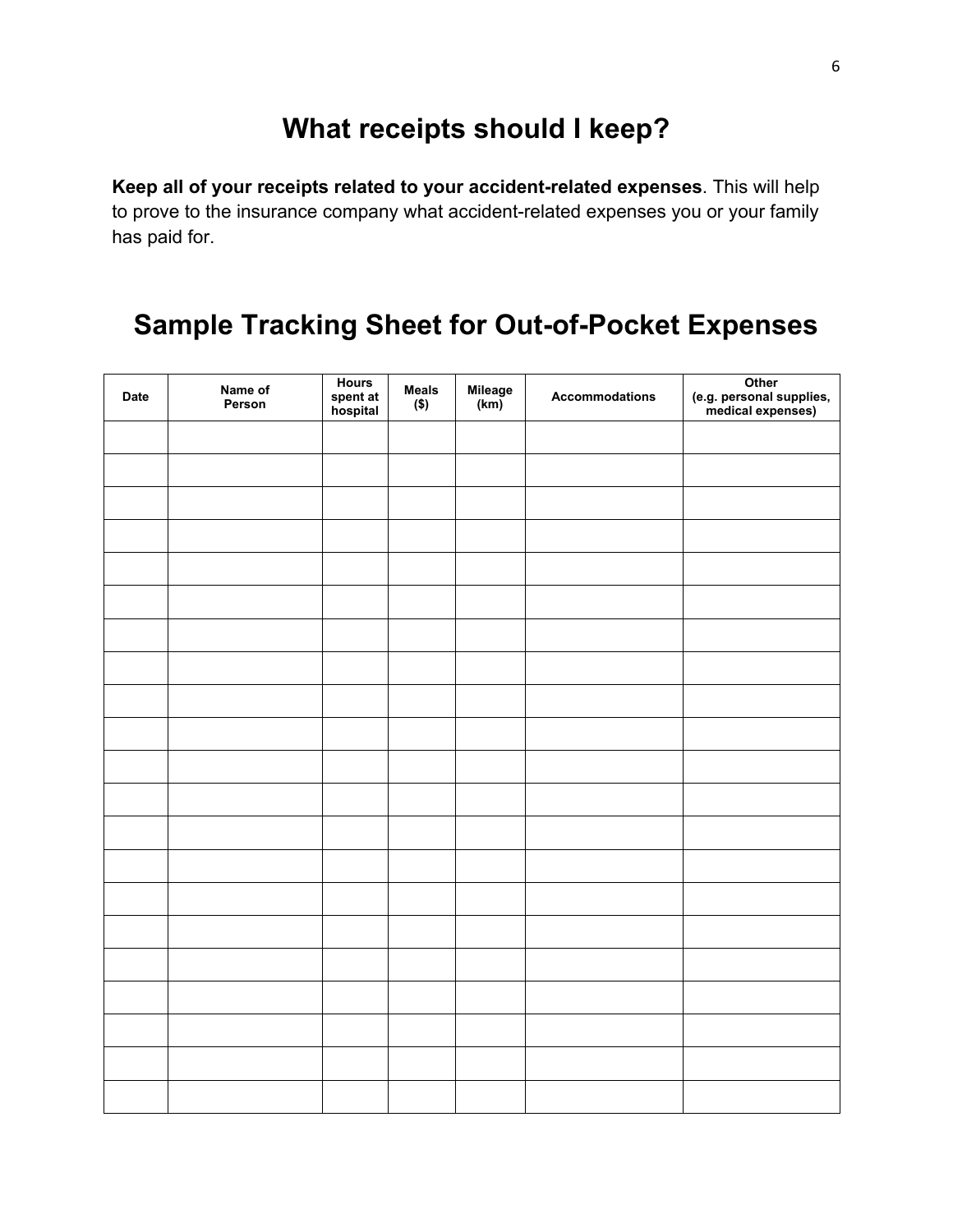## What receipts should I keep?

**Keep all of your receipts related to your accident-related expenses**. This will help to prove to the insurance company what accident-related expenses you or your family has paid for.

## Sample Tracking Sheet for Out-of-Pocket Expenses

| Date | Name of Person | Hours spent at hospital | Meals ($) | Mileage (km) | Accommodations | Other (e.g. personal supplies, medical expenses) |
|---|---|---|---|---|---|---|
| | | | | | | |
| | | | | | | |
| | | | | | | |
| | | | | | | |
| | | | | | | |
| | | | | | | |
| | | | | | | |
| | | | | | | |
| | | | | | | |
| | | | | | | |
| | | | | | | |
| | | | | | | |
| | | | | | | |
| | | | | | | |
| | | | | | | |
| | | | | | | |
| | | | | | | |
| | | | | | | |
| | | | | | | |
| | | | | | | |
| | | | | | | |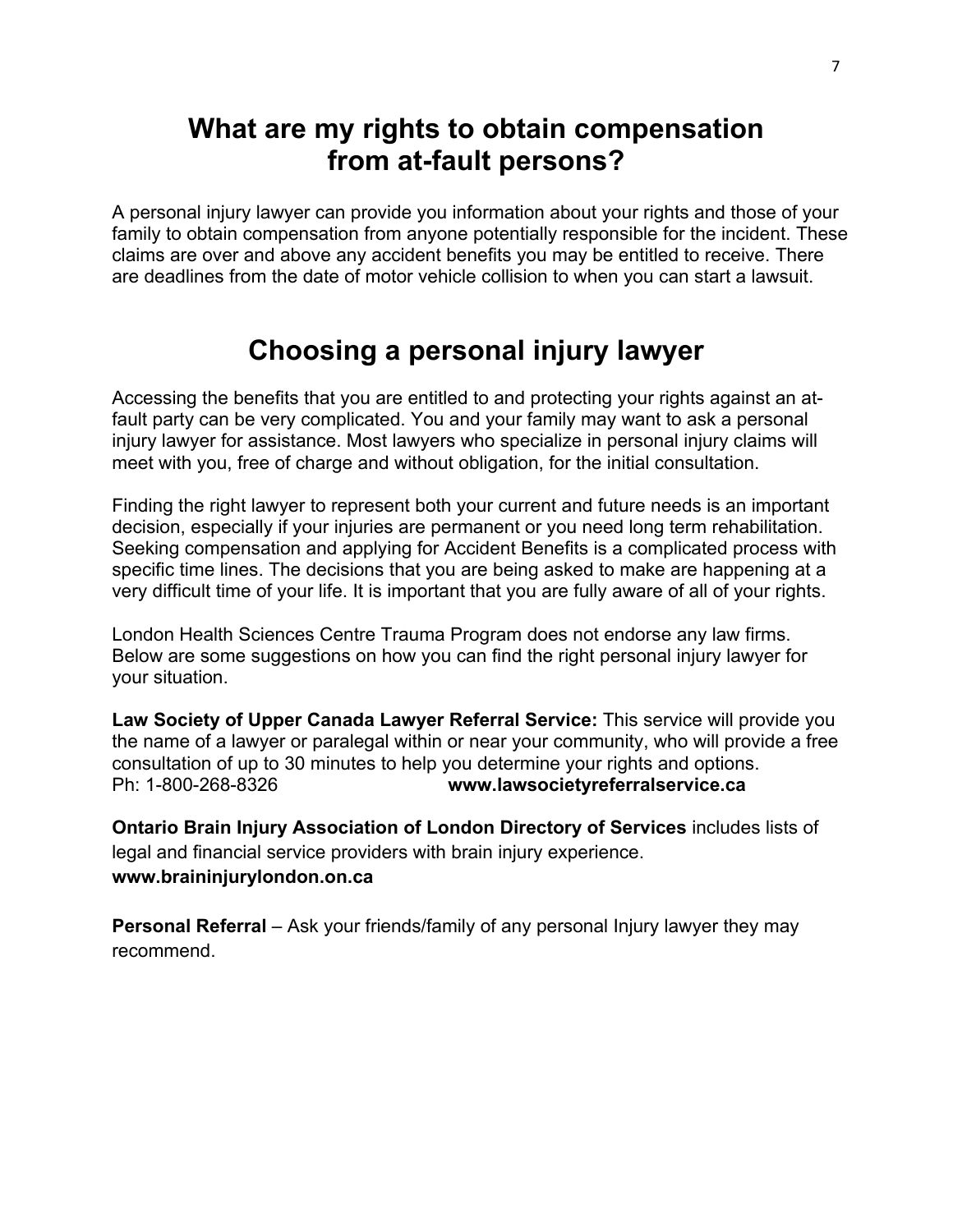# What are my rights to obtain compensation from at-fault persons?

A personal injury lawyer can provide you information about your rights and those of your family to obtain compensation from anyone potentially responsible for the incident. These claims are over and above any accident benefits you may be entitled to receive. There are deadlines from the date of motor vehicle collision to when you can start a lawsuit.

# Choosing a personal injury lawyer

Accessing the benefits that you are entitled to and protecting your rights against an at-fault party can be very complicated. You and your family may want to ask a personal injury lawyer for assistance. Most lawyers who specialize in personal injury claims will meet with you, free of charge and without obligation, for the initial consultation.

Finding the right lawyer to represent both your current and future needs is an important decision, especially if your injuries are permanent or you need long term rehabilitation. Seeking compensation and applying for Accident Benefits is a complicated process with specific time lines. The decisions that you are being asked to make are happening at a very difficult time of your life. It is important that you are fully aware of all of your rights.

London Health Sciences Centre Trauma Program does not endorse any law firms. Below are some suggestions on how you can find the right personal injury lawyer for your situation.

**Law Society of Upper Canada Lawyer Referral Service:** This service will provide you the name of a lawyer or paralegal within or near your community, who will provide a free consultation of up to 30 minutes to help you determine your rights and options.
Ph: 1-800-268-8326 **www.lawsocietyreferralservice.ca**

**Ontario Brain Injury Association of London Directory of Services** includes lists of legal and financial service providers with brain injury experience.
**www.braininjurylondon.on.ca**

**Personal Referral** – Ask your friends/family of any personal Injury lawyer they may recommend.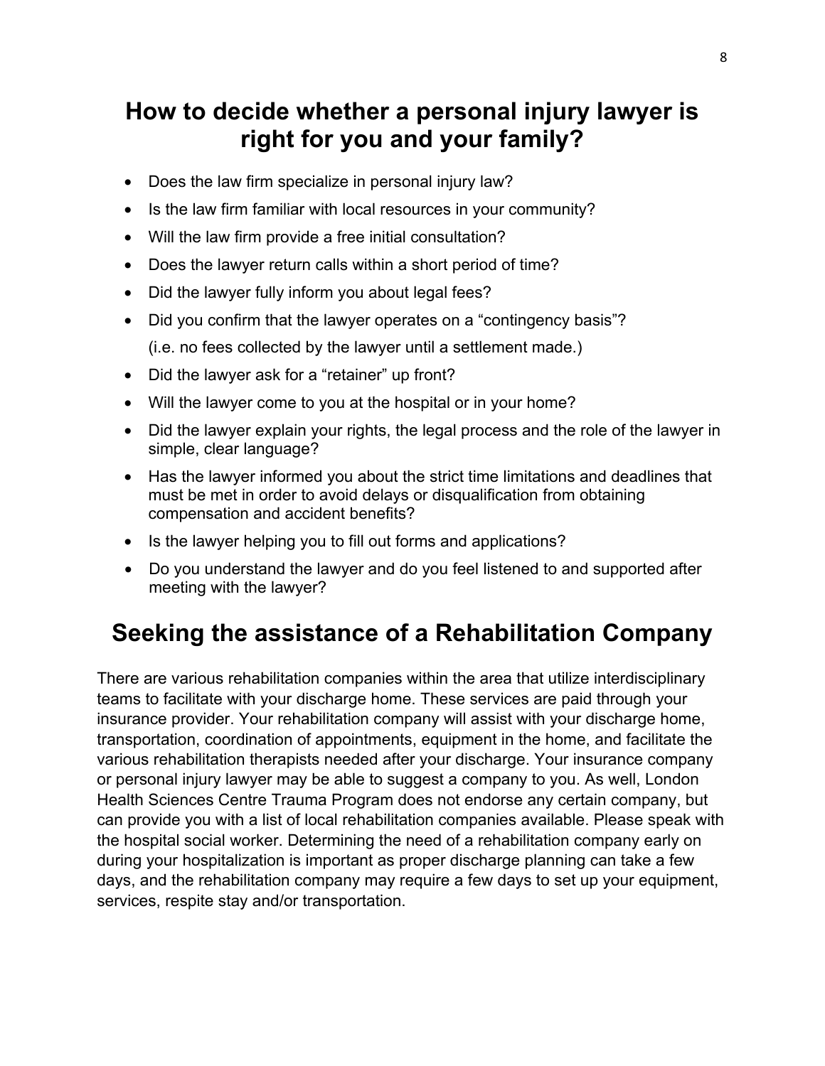# How to decide whether a personal injury lawyer is right for you and your family?

- Does the law firm specialize in personal injury law?
- Is the law firm familiar with local resources in your community?
- Will the law firm provide a free initial consultation?
- Does the lawyer return calls within a short period of time?
- Did the lawyer fully inform you about legal fees?
- Did you confirm that the lawyer operates on a "contingency basis"?
  (i.e. no fees collected by the lawyer until a settlement made.)
- Did the lawyer ask for a "retainer" up front?
- Will the lawyer come to you at the hospital or in your home?
- Did the lawyer explain your rights, the legal process and the role of the lawyer in simple, clear language?
- Has the lawyer informed you about the strict time limitations and deadlines that must be met in order to avoid delays or disqualification from obtaining compensation and accident benefits?
- Is the lawyer helping you to fill out forms and applications?
- Do you understand the lawyer and do you feel listened to and supported after meeting with the lawyer?

# Seeking the assistance of a Rehabilitation Company

There are various rehabilitation companies within the area that utilize interdisciplinary teams to facilitate with your discharge home. These services are paid through your insurance provider. Your rehabilitation company will assist with your discharge home, transportation, coordination of appointments, equipment in the home, and facilitate the various rehabilitation therapists needed after your discharge. Your insurance company or personal injury lawyer may be able to suggest a company to you. As well, London Health Sciences Centre Trauma Program does not endorse any certain company, but can provide you with a list of local rehabilitation companies available. Please speak with the hospital social worker. Determining the need of a rehabilitation company early on during your hospitalization is important as proper discharge planning can take a few days, and the rehabilitation company may require a few days to set up your equipment, services, respite stay and/or transportation.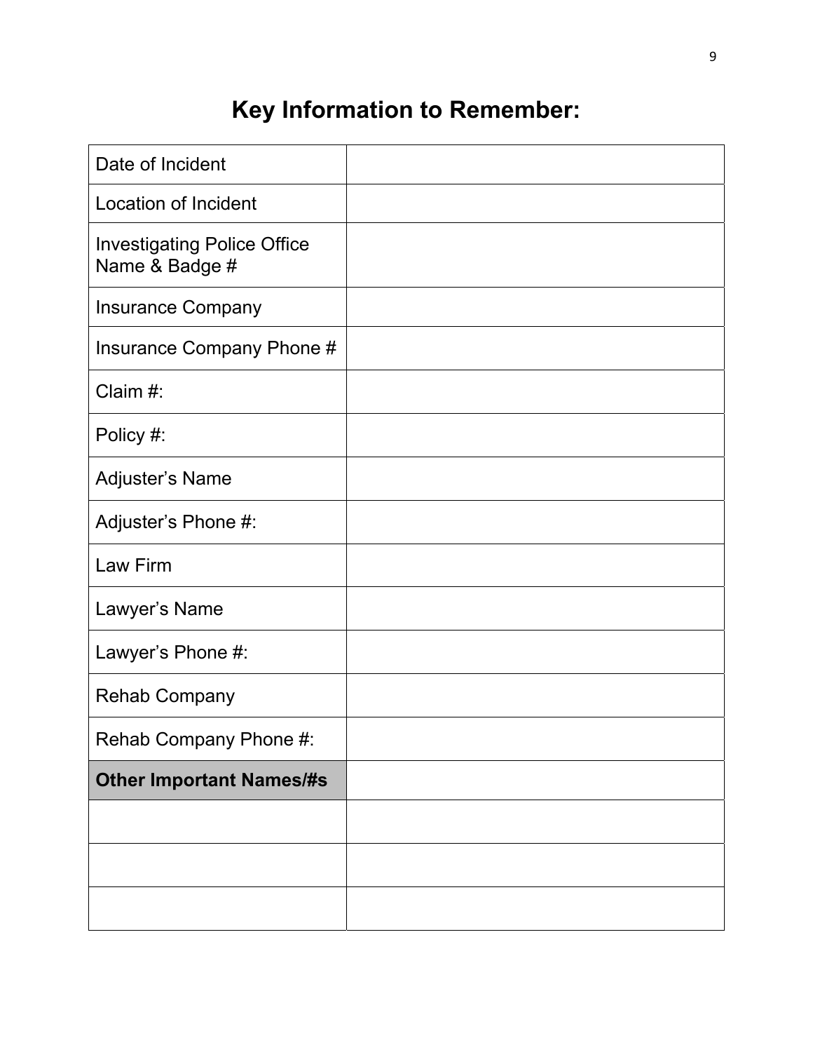# Key Information to Remember:

| | |
|---|---|
| Date of Incident | |
| Location of Incident | |
| Investigating Police Office Name & Badge # | |
| Insurance Company | |
| Insurance Company Phone # | |
| Claim #: | |
| Policy #: | |
| Adjuster's Name | |
| Adjuster's Phone #: | |
| Law Firm | |
| Lawyer's Name | |
| Lawyer's Phone #: | |
| Rehab Company | |
| Rehab Company Phone #: | |
| **Other Important Names/#s** | |
| | |
| | |
| | |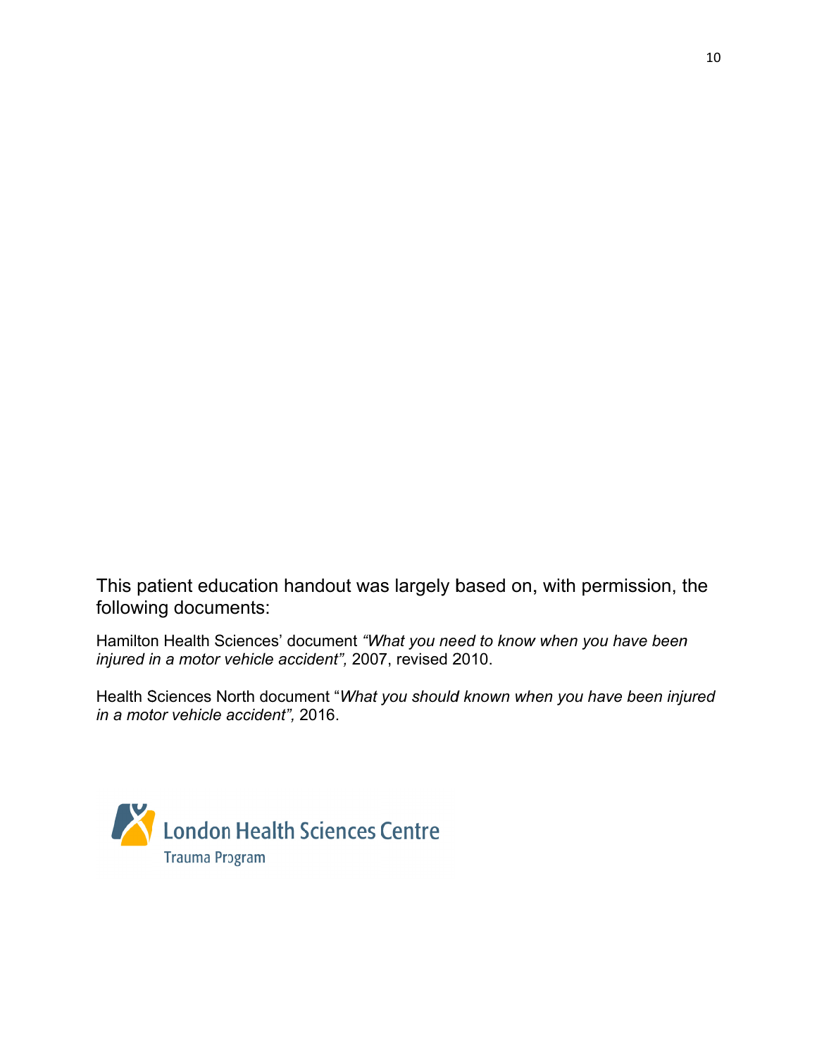This patient education handout was largely based on, with permission, the following documents:

Hamilton Health Sciences' document *"What you need to know when you have been injured in a motor vehicle accident",* 2007, revised 2010.

Health Sciences North document "*What you should known when you have been injured in a motor vehicle accident",* 2016.

London Health Sciences Centre
Trauma Program